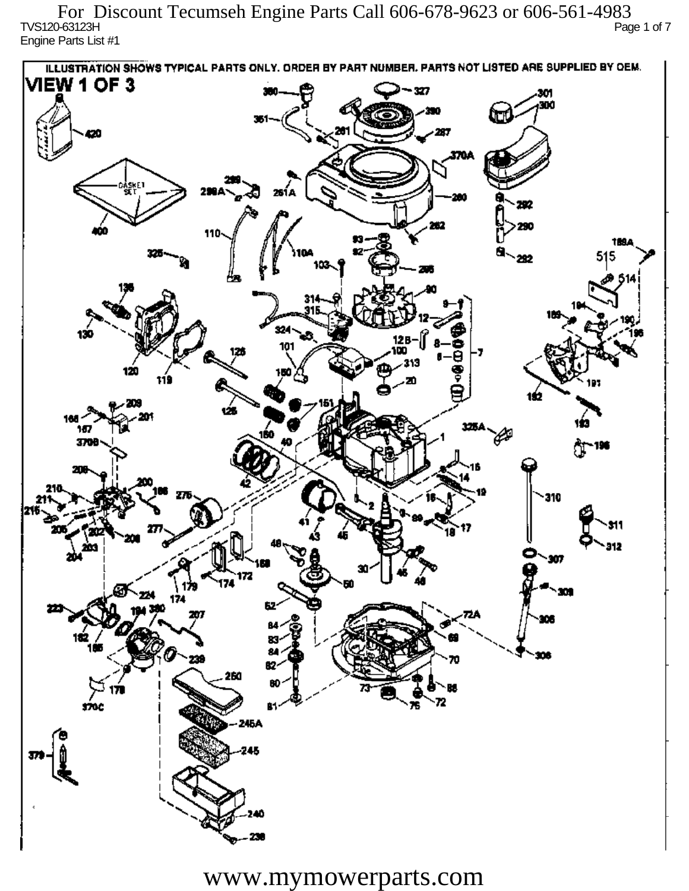For Discount Tecumseh Engine Parts Call 606-678-9623 or 606-561-4983

TVS120-63123H

Engine Parts List #1

ILLUSTRATION SHOWS TYPICAL PARTS ONLY. ORDER BY PART NUMBER. PARTS NOT LISTED ARE SUPPLIED BY OEM.

VIEW 1 OF 3

www.mymowerparts.com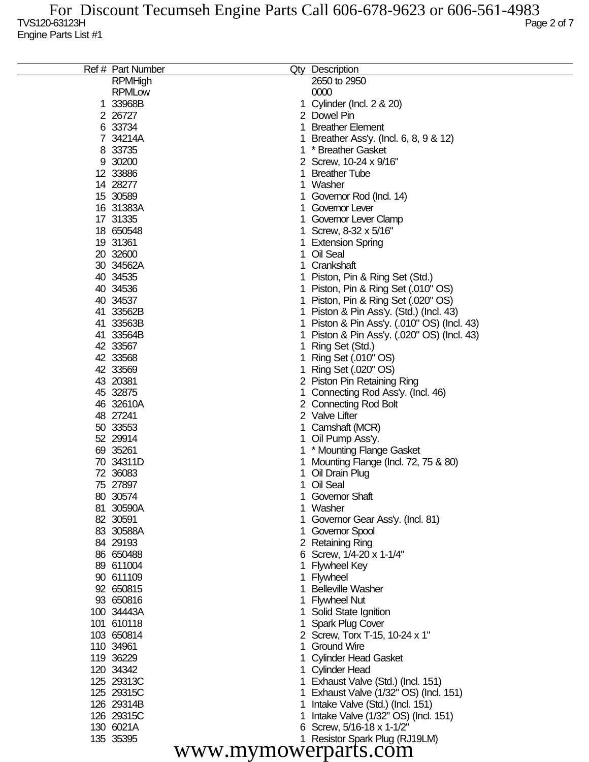| Ref # | Part Number | Qty | Description |
|---|---|---|---|
| | RPMHigh | | 2650 to 2950 |
| | RPMLow | | 0000 |
| 1 | 33968B | 1 | Cylinder (Incl. 2 & 20) |
| 2 | 26727 | 2 | Dowel Pin |
| 6 | 33734 | 1 | Breather Element |
| 7 | 34214A | 1 | Breather Ass'y. (Incl. 6, 8, 9 & 12) |
| 8 | 33735 | 1 | * Breather Gasket |
| 9 | 30200 | 2 | Screw, 10-24 x 9/16" |
| 12 | 33886 | 1 | Breather Tube |
| 14 | 28277 | 1 | Washer |
| 15 | 30589 | 1 | Governor Rod (Incl. 14) |
| 16 | 31383A | 1 | Governor Lever |
| 17 | 31335 | 1 | Governor Lever Clamp |
| 18 | 650548 | 1 | Screw, 8-32 x 5/16" |
| 19 | 31361 | 1 | Extension Spring |
| 20 | 32600 | 1 | Oil Seal |
| 30 | 34562A | 1 | Crankshaft |
| 40 | 34535 | 1 | Piston, Pin & Ring Set (Std.) |
| 40 | 34536 | 1 | Piston, Pin & Ring Set (.010" OS) |
| 40 | 34537 | 1 | Piston, Pin & Ring Set (.020" OS) |
| 41 | 33562B | 1 | Piston & Pin Ass'y. (Std.) (Incl. 43) |
| 41 | 33563B | 1 | Piston & Pin Ass'y. (.010" OS) (Incl. 43) |
| 41 | 33564B | 1 | Piston & Pin Ass'y. (.020" OS) (Incl. 43) |
| 42 | 33567 | 1 | Ring Set (Std.) |
| 42 | 33568 | 1 | Ring Set (.010" OS) |
| 42 | 33569 | 1 | Ring Set (.020" OS) |
| 43 | 20381 | 2 | Piston Pin Retaining Ring |
| 45 | 32875 | 1 | Connecting Rod Ass'y. (Incl. 46) |
| 46 | 32610A | 2 | Connecting Rod Bolt |
| 48 | 27241 | 2 | Valve Lifter |
| 50 | 33553 | 1 | Camshaft (MCR) |
| 52 | 29914 | 1 | Oil Pump Ass'y. |
| 69 | 35261 | 1 | * Mounting Flange Gasket |
| 70 | 34311D | 1 | Mounting Flange (Incl. 72, 75 & 80) |
| 72 | 36083 | 1 | Oil Drain Plug |
| 75 | 27897 | 1 | Oil Seal |
| 80 | 30574 | 1 | Governor Shaft |
| 81 | 30590A | 1 | Washer |
| 82 | 30591 | 1 | Governor Gear Ass'y. (Incl. 81) |
| 83 | 30588A | 1 | Governor Spool |
| 84 | 29193 | 2 | Retaining Ring |
| 86 | 650488 | 6 | Screw, 1/4-20 x 1-1/4" |
| 89 | 611004 | 1 | Flywheel Key |
| 90 | 611109 | 1 | Flywheel |
| 92 | 650815 | 1 | Belleville Washer |
| 93 | 650816 | 1 | Flywheel Nut |
| 100 | 34443A | 1 | Solid State Ignition |
| 101 | 610118 | 1 | Spark Plug Cover |
| 103 | 650814 | 2 | Screw, Torx T-15, 10-24 x 1" |
| 110 | 34961 | 1 | Ground Wire |
| 119 | 36229 | 1 | Cylinder Head Gasket |
| 120 | 34342 | 1 | Cylinder Head |
| 125 | 29313C | 1 | Exhaust Valve (Std.) (Incl. 151) |
| 125 | 29315C | 1 | Exhaust Valve (1/32" OS) (Incl. 151) |
| 126 | 29314B | 1 | Intake Valve (Std.) (Incl. 151) |
| 126 | 29315C | 1 | Intake Valve (1/32" OS) (Incl. 151) |
| 130 | 6021A | 6 | Screw, 5/16-18 x 1-1/2" |
| 135 | 35395 | 1 | Resistor Spark Plug (RJ19LM) |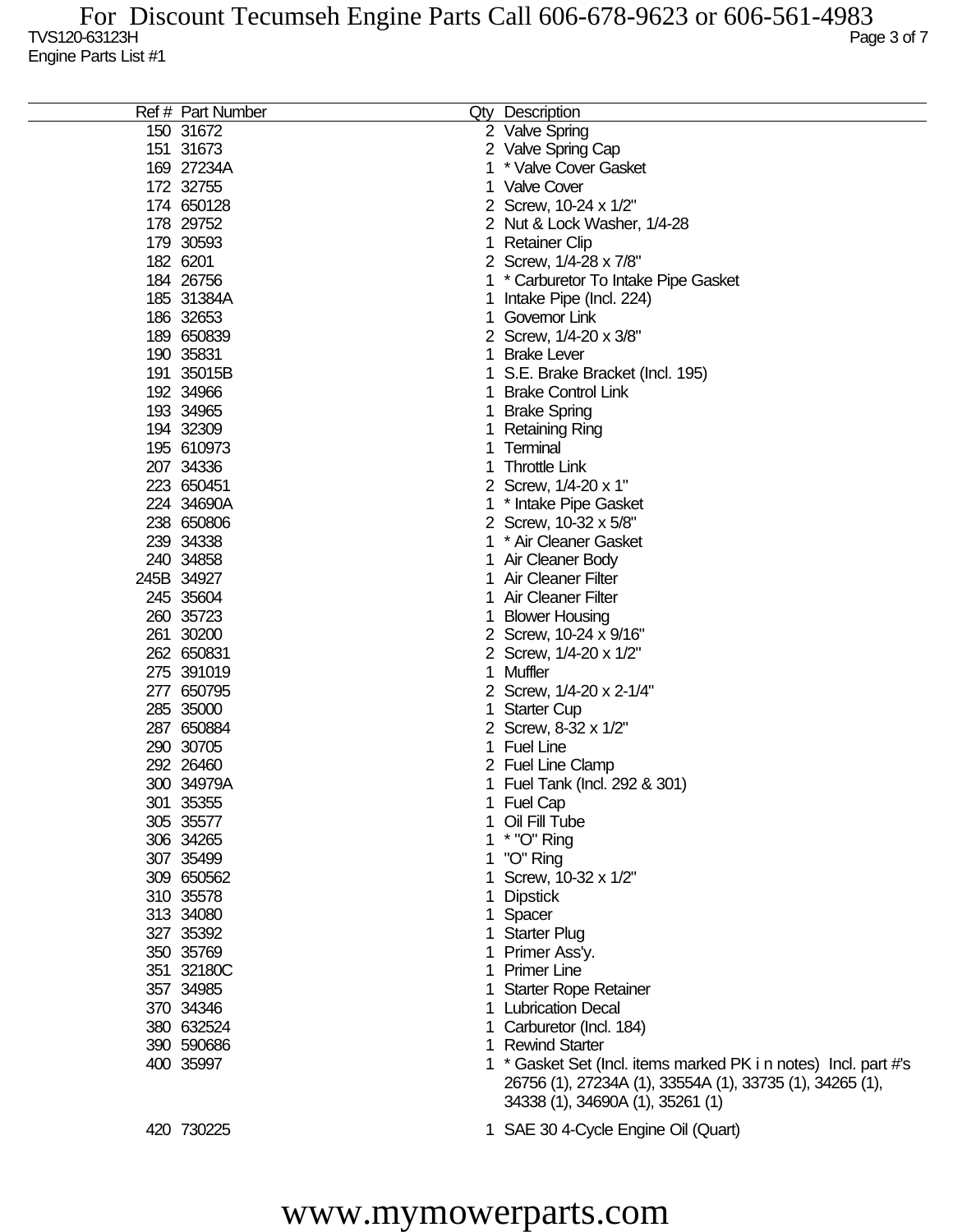For Discount Tecumseh Engine Parts Call 606-678-9623 or 606-561-4983

TVS120-63123H

Engine Parts List #1

| Ref # | Part Number | Qty | Description |
|---|---|---|---|
| 150 | 31672 | 2 | Valve Spring |
| 151 | 31673 | 2 | Valve Spring Cap |
| 169 | 27234A | 1 | * Valve Cover Gasket |
| 172 | 32755 | 1 | Valve Cover |
| 174 | 650128 | 2 | Screw, 10-24 x 1/2" |
| 178 | 29752 | 2 | Nut & Lock Washer, 1/4-28 |
| 179 | 30593 | 1 | Retainer Clip |
| 182 | 6201 | 2 | Screw, 1/4-28 x 7/8" |
| 184 | 26756 | 1 | * Carburetor To Intake Pipe Gasket |
| 185 | 31384A | 1 | Intake Pipe (Incl. 224) |
| 186 | 32653 | 1 | Governor Link |
| 189 | 650839 | 2 | Screw, 1/4-20 x 3/8" |
| 190 | 35831 | 1 | Brake Lever |
| 191 | 35015B | 1 | S.E. Brake Bracket (Incl. 195) |
| 192 | 34966 | 1 | Brake Control Link |
| 193 | 34965 | 1 | Brake Spring |
| 194 | 32309 | 1 | Retaining Ring |
| 195 | 610973 | 1 | Terminal |
| 207 | 34336 | 1 | Throttle Link |
| 223 | 650451 | 2 | Screw, 1/4-20 x 1" |
| 224 | 34690A | 1 | * Intake Pipe Gasket |
| 238 | 650806 | 2 | Screw, 10-32 x 5/8" |
| 239 | 34338 | 1 | * Air Cleaner Gasket |
| 240 | 34858 | 1 | Air Cleaner Body |
| 245B | 34927 | 1 | Air Cleaner Filter |
| 245 | 35604 | 1 | Air Cleaner Filter |
| 260 | 35723 | 1 | Blower Housing |
| 261 | 30200 | 2 | Screw, 10-24 x 9/16" |
| 262 | 650831 | 2 | Screw, 1/4-20 x 1/2" |
| 275 | 391019 | 1 | Muffler |
| 277 | 650795 | 2 | Screw, 1/4-20 x 2-1/4" |
| 285 | 35000 | 1 | Starter Cup |
| 287 | 650884 | 2 | Screw, 8-32 x 1/2" |
| 290 | 30705 | 1 | Fuel Line |
| 292 | 26460 | 2 | Fuel Line Clamp |
| 300 | 34979A | 1 | Fuel Tank (Incl. 292 & 301) |
| 301 | 35355 | 1 | Fuel Cap |
| 305 | 35577 | 1 | Oil Fill Tube |
| 306 | 34265 | 1 | * "O" Ring |
| 307 | 35499 | 1 | "O" Ring |
| 309 | 650562 | 1 | Screw, 10-32 x 1/2" |
| 310 | 35578 | 1 | Dipstick |
| 313 | 34080 | 1 | Spacer |
| 327 | 35392 | 1 | Starter Plug |
| 350 | 35769 | 1 | Primer Ass'y. |
| 351 | 32180C | 1 | Primer Line |
| 357 | 34985 | 1 | Starter Rope Retainer |
| 370 | 34346 | 1 | Lubrication Decal |
| 380 | 632524 | 1 | Carburetor (Incl. 184) |
| 390 | 590686 | 1 | Rewind Starter |
| 400 | 35997 | 1 | * Gasket Set (Incl. items marked PK i n notes) Incl. part #'s 26756 (1), 27234A (1), 33554A (1), 33735 (1), 34265 (1), 34338 (1), 34690A (1), 35261 (1) |
| 420 | 730225 | 1 | SAE 30 4-Cycle Engine Oil (Quart) |

www.mymowerparts.com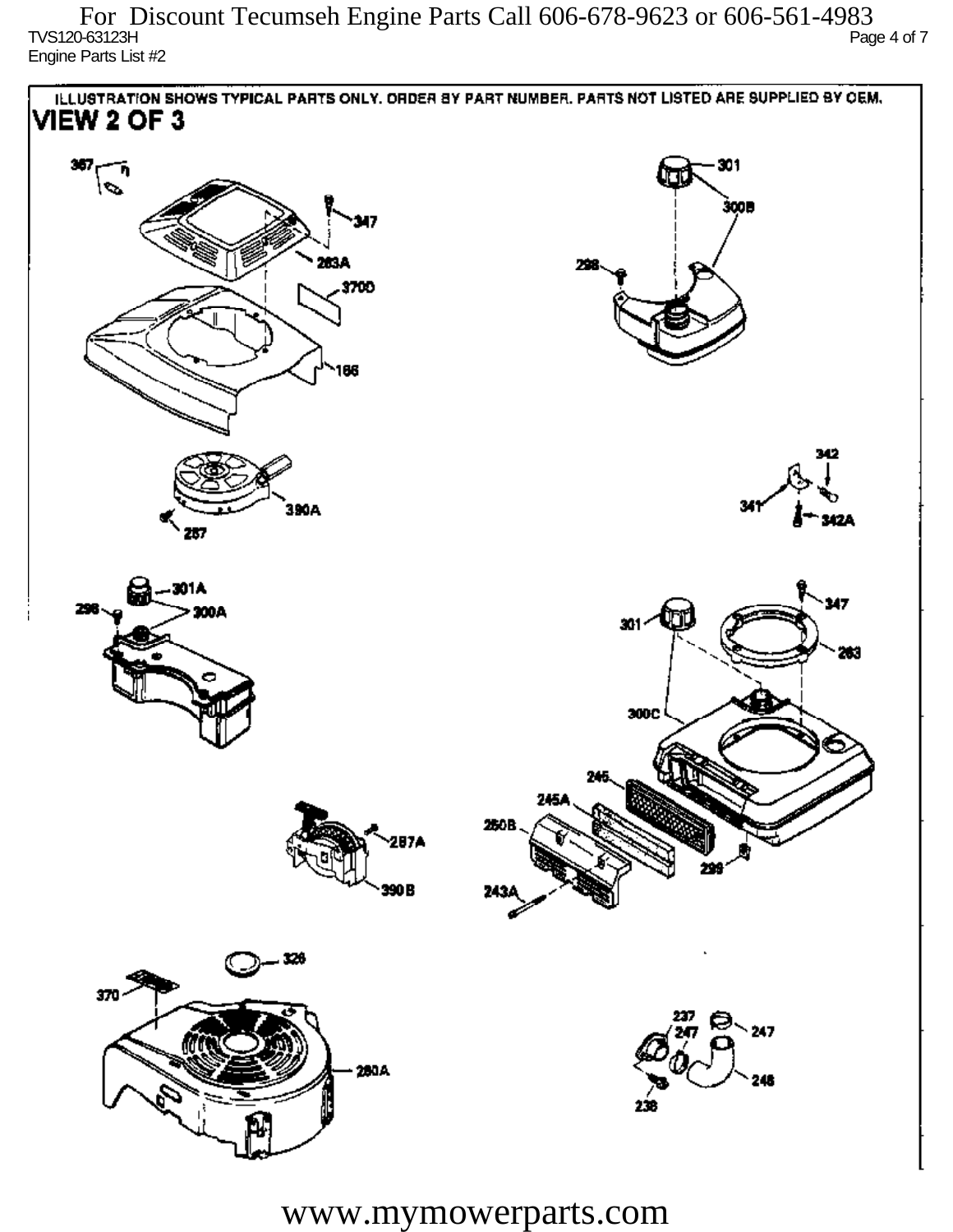For Discount Tecumseh Engine Parts Call 606-678-9623 or 606-561-4983

TVS120-63123H

Engine Parts List #2

ILLUSTRATION SHOWS TYPICAL PARTS ONLY. ORDER BY PART NUMBER. PARTS NOT LISTED ARE SUPPLIED BY OEM.

# VIEW 2 OF 3

367
347
263A
370D
166
301
300B
298
390A
267
342
341
342A
301A
298
300A
301
347
263
300C
246
245A
250B
298
267A
390B
243A
326
370
260A
237
247
247
246
238

www.mymowerparts.com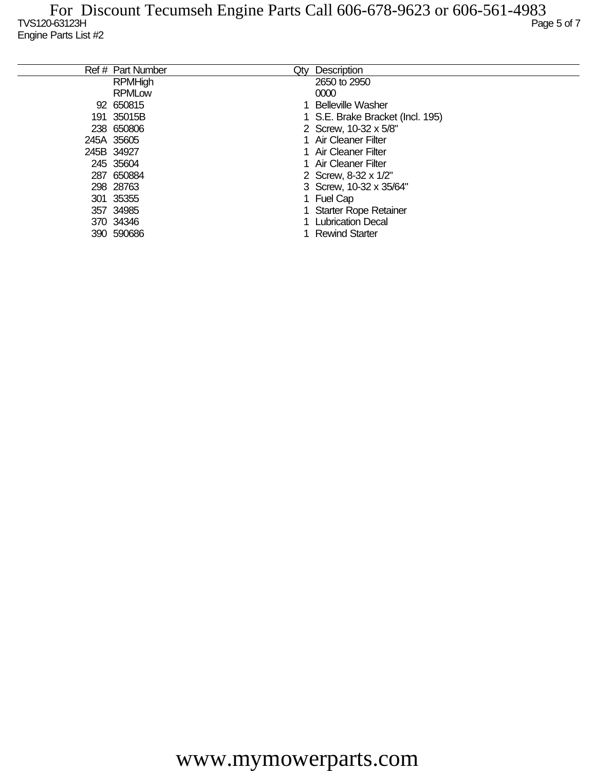TVS120-63123H

Engine Parts List #2

| Ref # | Part Number | Qty | Description |
|---|---|---|---|
| | RPMHigh | | 2650 to 2950 |
| | RPMLow | | 0000 |
| 92 | 650815 | 1 | Belleville Washer |
| 191 | 35015B | 1 | S.E. Brake Bracket (Incl. 195) |
| 238 | 650806 | 2 | Screw, 10-32 x 5/8" |
| 245A | 35605 | 1 | Air Cleaner Filter |
| 245B | 34927 | 1 | Air Cleaner Filter |
| 245 | 35604 | 1 | Air Cleaner Filter |
| 287 | 650884 | 2 | Screw, 8-32 x 1/2" |
| 298 | 28763 | 3 | Screw, 10-32 x 35/64" |
| 301 | 35355 | 1 | Fuel Cap |
| 357 | 34985 | 1 | Starter Rope Retainer |
| 370 | 34346 | 1 | Lubrication Decal |
| 390 | 590686 | 1 | Rewind Starter |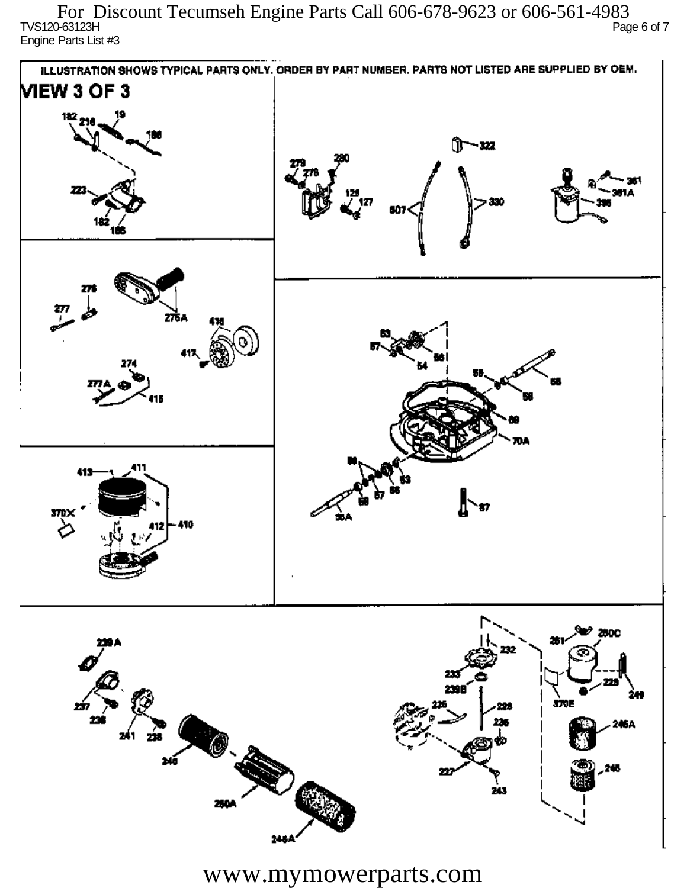For Discount Tecumseh Engine Parts Call 606-678-9623 or 606-561-4983

TVS120-63123H

Engine Parts List #3

ILLUSTRATION SHOWS TYPICAL PARTS ONLY. ORDER BY PART NUMBER. PARTS NOT LISTED ARE SUPPLIED BY OEM.

VIEW 3 OF 3

182 216 19 186 223 182 185

279 276 280 129 127 607 322 330 361 361A 395

276 277 275A 416 417 274 277A 415

63 57 54 56 55 58 68 69 70A 59 57 66 63 58 58A 87

413 411 370X 412 410

239A 237 238 241 235 245 250A 246A

232 233 239B 226 228 236 227 243 251 250C 370E 229 249 246A 246

www.mymowerparts.com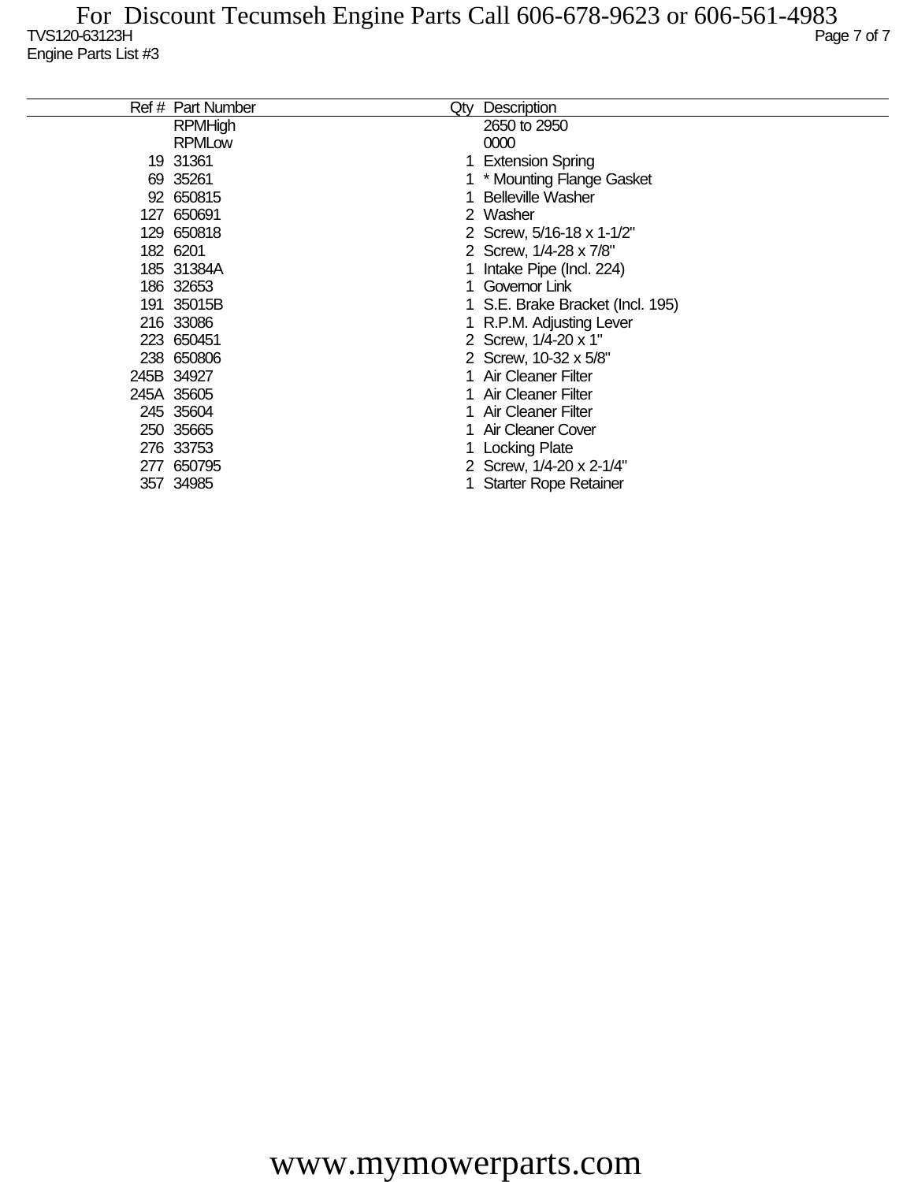TVS120-63123H
Engine Parts List #3

| Ref # | Part Number | Qty | Description |
|---|---|---|---|
| | RPMHigh | | 2650 to 2950 |
| | RPMLow | | 0000 |
| 19 | 31361 | 1 | Extension Spring |
| 69 | 35261 | 1 | * Mounting Flange Gasket |
| 92 | 650815 | 1 | Belleville Washer |
| 127 | 650691 | 2 | Washer |
| 129 | 650818 | 2 | Screw, 5/16-18 x 1-1/2" |
| 182 | 6201 | 2 | Screw, 1/4-28 x 7/8" |
| 185 | 31384A | 1 | Intake Pipe (Incl. 224) |
| 186 | 32653 | 1 | Governor Link |
| 191 | 35015B | 1 | S.E. Brake Bracket (Incl. 195) |
| 216 | 33086 | 1 | R.P.M. Adjusting Lever |
| 223 | 650451 | 2 | Screw, 1/4-20 x 1" |
| 238 | 650806 | 2 | Screw, 10-32 x 5/8" |
| 245B | 34927 | 1 | Air Cleaner Filter |
| 245A | 35605 | 1 | Air Cleaner Filter |
| 245 | 35604 | 1 | Air Cleaner Filter |
| 250 | 35665 | 1 | Air Cleaner Cover |
| 276 | 33753 | 1 | Locking Plate |
| 277 | 650795 | 2 | Screw, 1/4-20 x 2-1/4" |
| 357 | 34985 | 1 | Starter Rope Retainer |